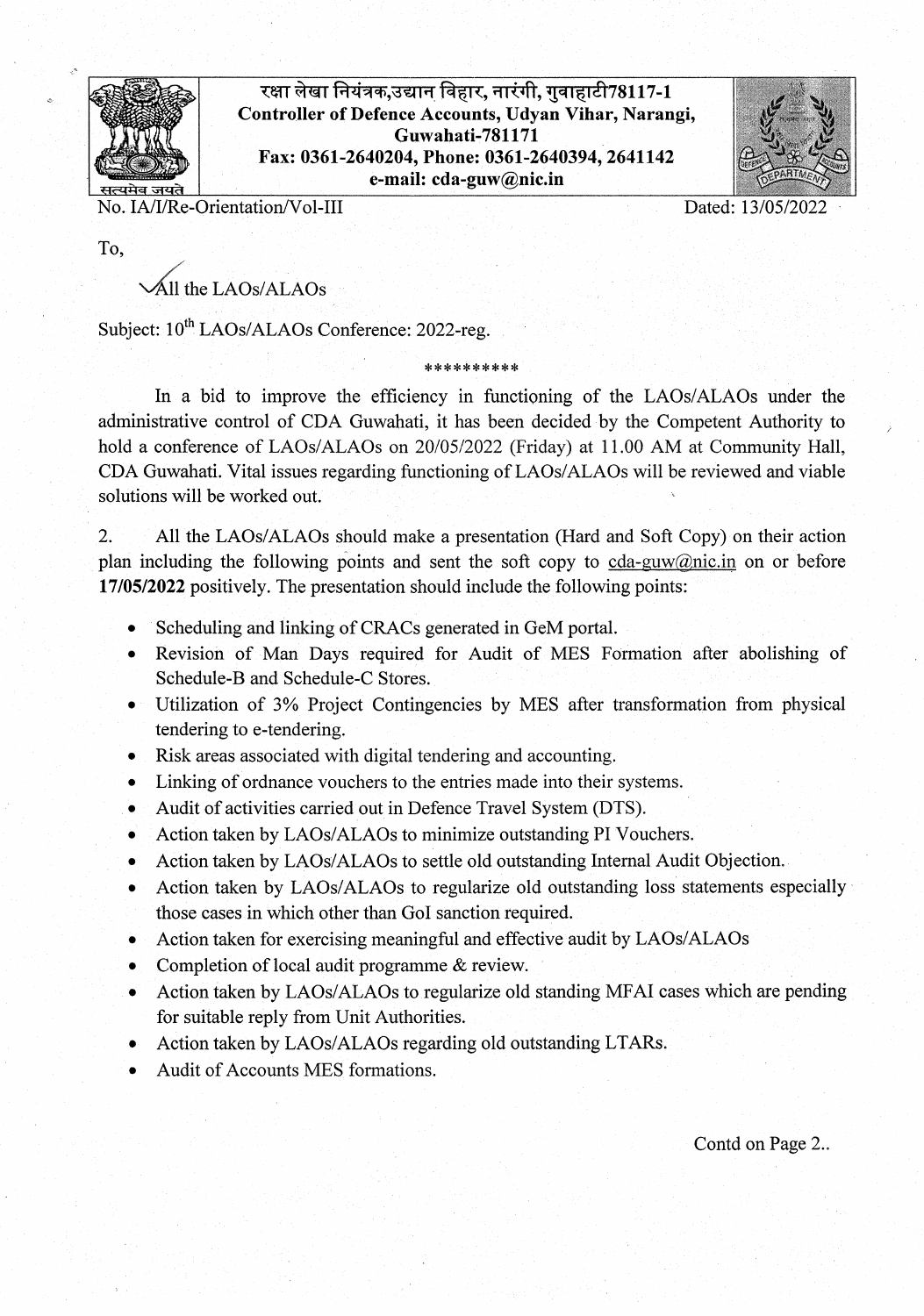रक्षा लेखा नियंत्रक,उद्यान विहार, नारंगी, गुवाहाटी78117-1
**Controller of Defence Accounts, Udyan Vihar, Narangi, Guwahati-781171**
**Fax: 0361-2640204, Phone: 0361-2640394, 2641142**
**e-mail: cda-guw@nic.in**

No. IA/I/Re-Orientation/Vol-III Dated: 13/05/2022

To,

All the LAOs/ALAOs

Subject: 10th LAOs/ALAOs Conference: 2022-reg.

\*\*\*\*\*\*\*\*\*\*

In a bid to improve the efficiency in functioning of the LAOs/ALAOs under the administrative control of CDA Guwahati, it has been decided by the Competent Authority to hold a conference of LAOs/ALAOs on 20/05/2022 (Friday) at 11.00 AM at Community Hall, CDA Guwahati. Vital issues regarding functioning of LAOs/ALAOs will be reviewed and viable solutions will be worked out.

2. All the LAOs/ALAOs should make a presentation (Hard and Soft Copy) on their action plan including the following points and sent the soft copy to cda-guw@nic.in on or before **17/05/2022** positively. The presentation should include the following points:

- Scheduling and linking of CRACs generated in GeM portal.
- Revision of Man Days required for Audit of MES Formation after abolishing of Schedule-B and Schedule-C Stores.
- Utilization of 3% Project Contingencies by MES after transformation from physical tendering to e-tendering.
- Risk areas associated with digital tendering and accounting.
- Linking of ordnance vouchers to the entries made into their systems.
- Audit of activities carried out in Defence Travel System (DTS).
- Action taken by LAOs/ALAOs to minimize outstanding PI Vouchers.
- Action taken by LAOs/ALAOs to settle old outstanding Internal Audit Objection.
- Action taken by LAOs/ALAOs to regularize old outstanding loss statements especially those cases in which other than GoI sanction required.
- Action taken for exercising meaningful and effective audit by LAOs/ALAOs
- Completion of local audit programme & review.
- Action taken by LAOs/ALAOs to regularize old standing MFAI cases which are pending for suitable reply from Unit Authorities.
- Action taken by LAOs/ALAOs regarding old outstanding LTARs.
- Audit of Accounts MES formations.

Contd on Page 2..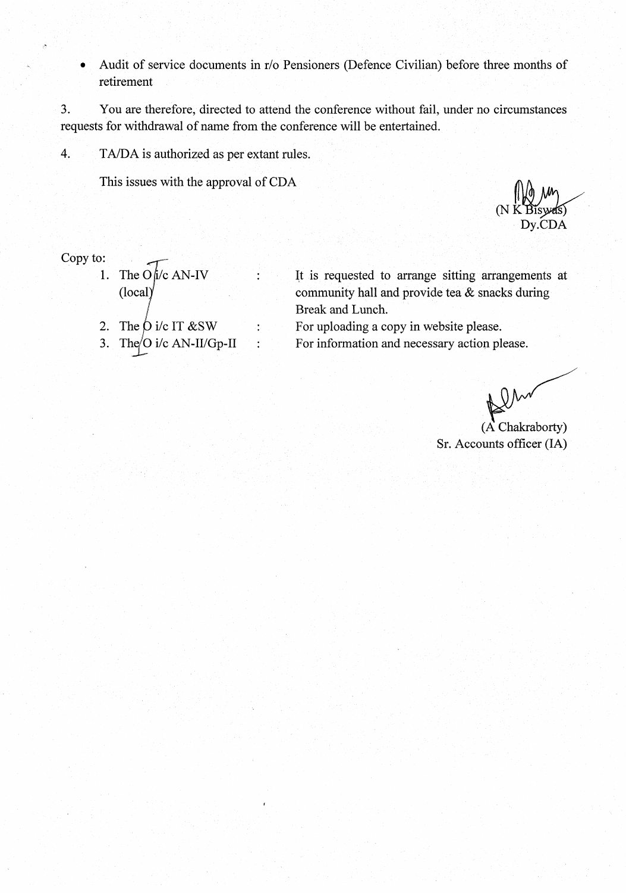- Audit of service documents in r/o Pensioners (Defence Civilian) before three months of retirement

3. You are therefore, directed to attend the conference without fail, under no circumstances requests for withdrawal of name from the conference will be entertained.

4. TA/DA is authorized as per extant rules.

This issues with the approval of CDA

(N K Biswas)
Dy.CDA

Copy to:

1. The O i/c AN-IV (local) : It is requested to arrange sitting arrangements at community hall and provide tea & snacks during Break and Lunch.
2. The O i/c IT &SW : For uploading a copy in website please.
3. The O i/c AN-II/Gp-II : For information and necessary action please.

(A Chakraborty)
Sr. Accounts officer (IA)